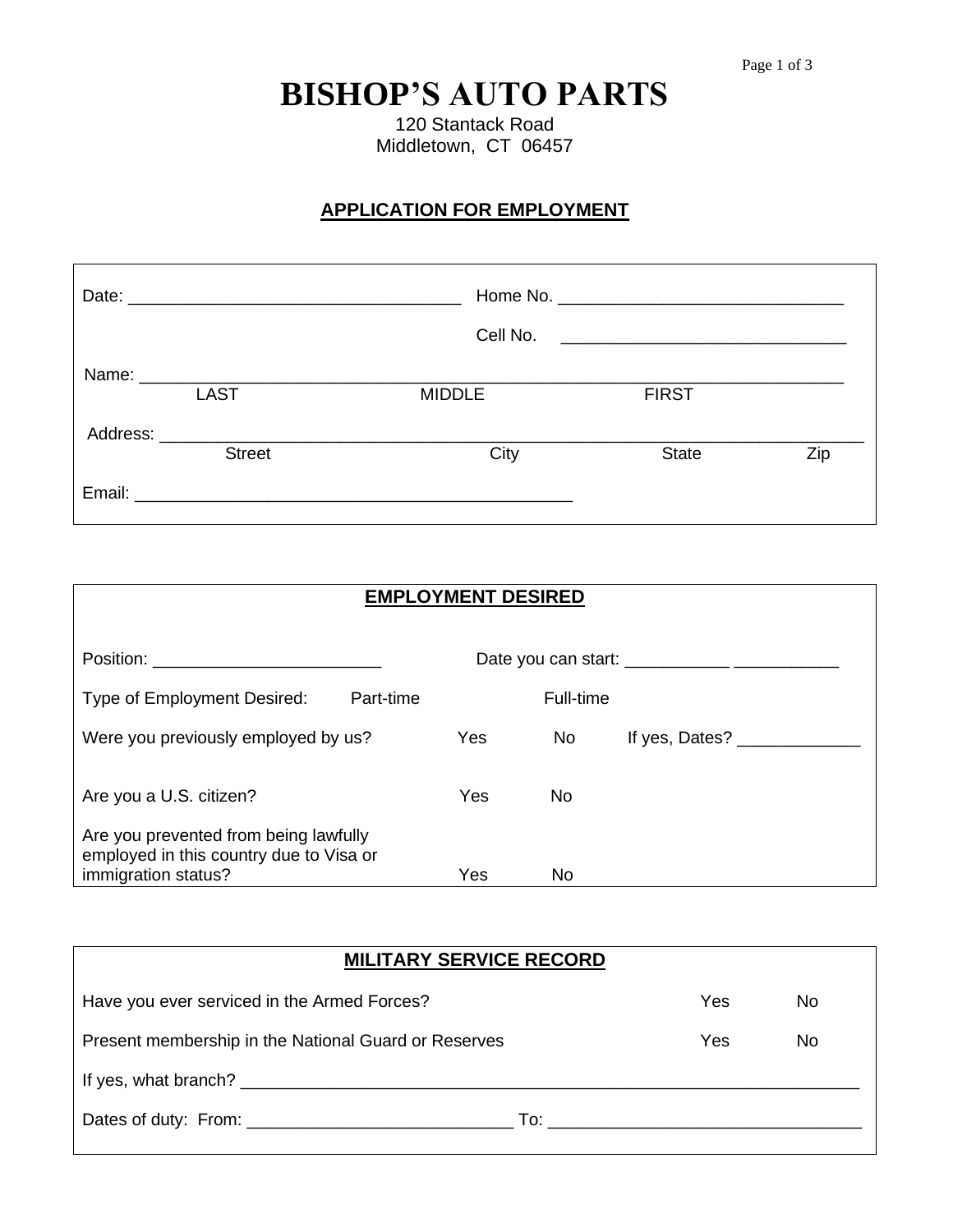# BISHOP'S AUTO PARTS

120 Stantack Road
Middletown, CT 06457

## APPLICATION FOR EMPLOYMENT

Date: ___________________________________ Home No. ______________________________

Cell No. ______________________________

Name: ______________________________________________________________________

LAST MIDDLE FIRST

Address: _____________________________________________________________________

Street City State Zip

Email: ______________________________________________

### EMPLOYMENT DESIRED

Position: ________________________ Date you can start: ___________ ___________

Type of Employment Desired: Part-time Full-time

Were you previously employed by us? Yes No If yes, Dates? _____________

Are you a U.S. citizen? Yes No

Are you prevented from being lawfully employed in this country due to Visa or immigration status? Yes No

### MILITARY SERVICE RECORD

Have you ever serviced in the Armed Forces? Yes No

Present membership in the National Guard or Reserves Yes No

If yes, what branch? _________________________________________________________________

Dates of duty: From: ____________________________ To: _________________________________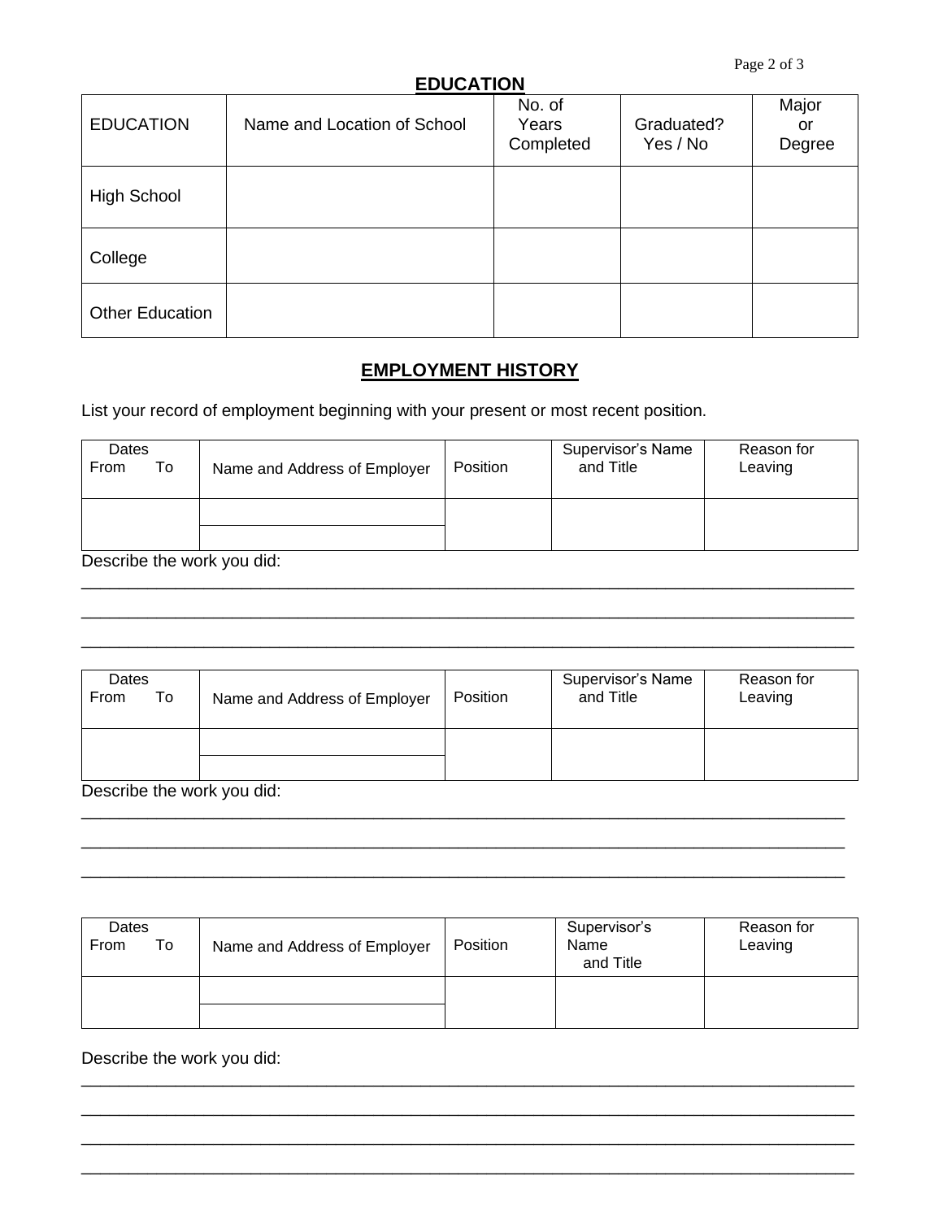## EDUCATION

| EDUCATION | Name and Location of School | No. of Years Completed | Graduated? Yes / No | Major or Degree |
| --- | --- | --- | --- | --- |
| High School | | | | |
| College | | | | |
| Other Education | | | | |

## EMPLOYMENT HISTORY

List your record of employment beginning with your present or most recent position.

| Dates From To | Name and Address of Employer | Position | Supervisor's Name and Title | Reason for Leaving |
| --- | --- | --- | --- | --- |
| | | | | |
| | | | | |

Describe the work you did:

\_\_\_\_\_\_\_\_\_\_\_\_\_\_\_\_\_\_\_\_\_\_\_\_\_\_\_\_\_\_\_\_\_\_\_\_\_\_\_\_\_\_\_\_\_\_\_\_\_\_\_\_\_\_\_\_\_\_\_\_\_\_\_\_\_\_\_\_\_\_\_\_\_\_\_\_

\_\_\_\_\_\_\_\_\_\_\_\_\_\_\_\_\_\_\_\_\_\_\_\_\_\_\_\_\_\_\_\_\_\_\_\_\_\_\_\_\_\_\_\_\_\_\_\_\_\_\_\_\_\_\_\_\_\_\_\_\_\_\_\_\_\_\_\_\_\_\_\_\_\_\_\_

\_\_\_\_\_\_\_\_\_\_\_\_\_\_\_\_\_\_\_\_\_\_\_\_\_\_\_\_\_\_\_\_\_\_\_\_\_\_\_\_\_\_\_\_\_\_\_\_\_\_\_\_\_\_\_\_\_\_\_\_\_\_\_\_\_\_\_\_\_\_\_\_\_\_\_\_

| Dates From To | Name and Address of Employer | Position | Supervisor's Name and Title | Reason for Leaving |
| --- | --- | --- | --- | --- |
| | | | | |
| | | | | |

Describe the work you did:

\_\_\_\_\_\_\_\_\_\_\_\_\_\_\_\_\_\_\_\_\_\_\_\_\_\_\_\_\_\_\_\_\_\_\_\_\_\_\_\_\_\_\_\_\_\_\_\_\_\_\_\_\_\_\_\_\_\_\_\_\_\_\_\_\_\_\_\_\_\_\_\_\_\_\_\_

\_\_\_\_\_\_\_\_\_\_\_\_\_\_\_\_\_\_\_\_\_\_\_\_\_\_\_\_\_\_\_\_\_\_\_\_\_\_\_\_\_\_\_\_\_\_\_\_\_\_\_\_\_\_\_\_\_\_\_\_\_\_\_\_\_\_\_\_\_\_\_\_\_\_\_\_

\_\_\_\_\_\_\_\_\_\_\_\_\_\_\_\_\_\_\_\_\_\_\_\_\_\_\_\_\_\_\_\_\_\_\_\_\_\_\_\_\_\_\_\_\_\_\_\_\_\_\_\_\_\_\_\_\_\_\_\_\_\_\_\_\_\_\_\_\_\_\_\_\_\_\_\_

| Dates From To | Name and Address of Employer | Position | Supervisor's Name and Title | Reason for Leaving |
| --- | --- | --- | --- | --- |
| | | | | |
| | | | | |

Describe the work you did:

\_\_\_\_\_\_\_\_\_\_\_\_\_\_\_\_\_\_\_\_\_\_\_\_\_\_\_\_\_\_\_\_\_\_\_\_\_\_\_\_\_\_\_\_\_\_\_\_\_\_\_\_\_\_\_\_\_\_\_\_\_\_\_\_\_\_\_\_\_\_\_\_\_\_\_\_

\_\_\_\_\_\_\_\_\_\_\_\_\_\_\_\_\_\_\_\_\_\_\_\_\_\_\_\_\_\_\_\_\_\_\_\_\_\_\_\_\_\_\_\_\_\_\_\_\_\_\_\_\_\_\_\_\_\_\_\_\_\_\_\_\_\_\_\_\_\_\_\_\_\_\_\_

\_\_\_\_\_\_\_\_\_\_\_\_\_\_\_\_\_\_\_\_\_\_\_\_\_\_\_\_\_\_\_\_\_\_\_\_\_\_\_\_\_\_\_\_\_\_\_\_\_\_\_\_\_\_\_\_\_\_\_\_\_\_\_\_\_\_\_\_\_\_\_\_\_\_\_\_

\_\_\_\_\_\_\_\_\_\_\_\_\_\_\_\_\_\_\_\_\_\_\_\_\_\_\_\_\_\_\_\_\_\_\_\_\_\_\_\_\_\_\_\_\_\_\_\_\_\_\_\_\_\_\_\_\_\_\_\_\_\_\_\_\_\_\_\_\_\_\_\_\_\_\_\_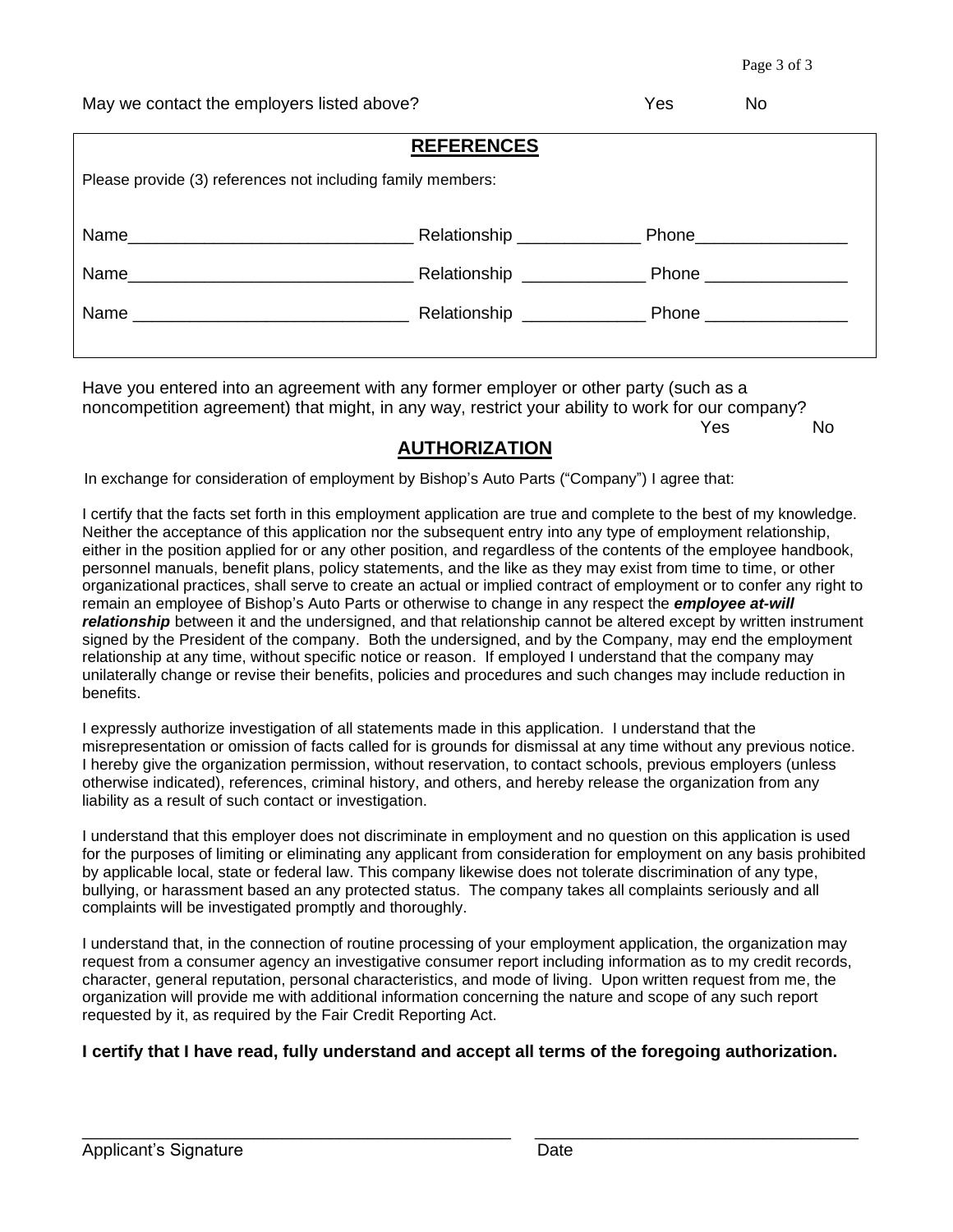May we contact the employers listed above? Yes No

## REFERENCES

Please provide (3) references not including family members:

Name______________________________ Relationship _____________ Phone________________

Name______________________________ Relationship _____________ Phone _______________

Name _____________________________ Relationship _____________ Phone _______________

Have you entered into an agreement with any former employer or other party (such as a noncompetition agreement) that might, in any way, restrict your ability to work for our company?

Yes No

## AUTHORIZATION

In exchange for consideration of employment by Bishop's Auto Parts ("Company") I agree that:

I certify that the facts set forth in this employment application are true and complete to the best of my knowledge. Neither the acceptance of this application nor the subsequent entry into any type of employment relationship, either in the position applied for or any other position, and regardless of the contents of the employee handbook, personnel manuals, benefit plans, policy statements, and the like as they may exist from time to time, or other organizational practices, shall serve to create an actual or implied contract of employment or to confer any right to remain an employee of Bishop's Auto Parts or otherwise to change in any respect the ***employee at-will relationship*** between it and the undersigned, and that relationship cannot be altered except by written instrument signed by the President of the company. Both the undersigned, and by the Company, may end the employment relationship at any time, without specific notice or reason. If employed I understand that the company may unilaterally change or revise their benefits, policies and procedures and such changes may include reduction in benefits.

I expressly authorize investigation of all statements made in this application. I understand that the misrepresentation or omission of facts called for is grounds for dismissal at any time without any previous notice. I hereby give the organization permission, without reservation, to contact schools, previous employers (unless otherwise indicated), references, criminal history, and others, and hereby release the organization from any liability as a result of such contact or investigation.

I understand that this employer does not discriminate in employment and no question on this application is used for the purposes of limiting or eliminating any applicant from consideration for employment on any basis prohibited by applicable local, state or federal law. This company likewise does not tolerate discrimination of any type, bullying, or harassment based an any protected status. The company takes all complaints seriously and all complaints will be investigated promptly and thoroughly.

I understand that, in the connection of routine processing of your employment application, the organization may request from a consumer agency an investigative consumer report including information as to my credit records, character, general reputation, personal characteristics, and mode of living. Upon written request from me, the organization will provide me with additional information concerning the nature and scope of any such report requested by it, as required by the Fair Credit Reporting Act.

**I certify that I have read, fully understand and accept all terms of the foregoing authorization.**

_____________________________________________ _________________________________

Applicant's Signature Date